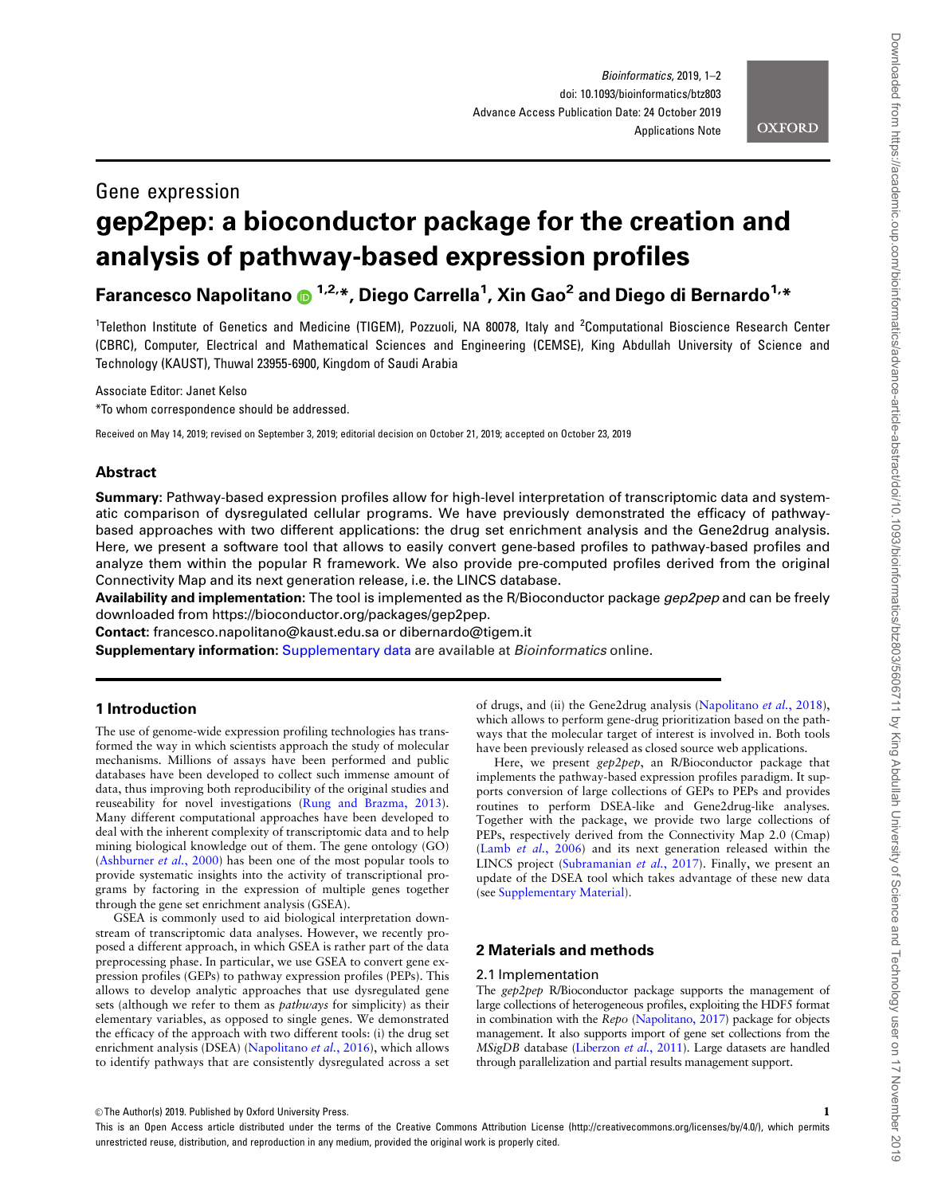Gene expression

# gep2pep: a bioconductor package for the creation and analysis of pathway-based expression profiles

**Farancesco Napolitano [1,2,*], Diego Carrella[1], Xin Gao[2] and Diego di Bernardo[1,*]**

[1]Telethon Institute of Genetics and Medicine (TIGEM), Pozzuoli, NA 80078, Italy and [2]Computational Bioscience Research Center (CBRC), Computer, Electrical and Mathematical Sciences and Engineering (CEMSE), King Abdullah University of Science and Technology (KAUST), Thuwal 23955-6900, Kingdom of Saudi Arabia

Associate Editor: Janet Kelso

*To whom correspondence should be addressed.

Received on May 14, 2019; revised on September 3, 2019; editorial decision on October 21, 2019; accepted on October 23, 2019

## Abstract

**Summary:** Pathway-based expression profiles allow for high-level interpretation of transcriptomic data and systematic comparison of dysregulated cellular programs. We have previously demonstrated the efficacy of pathway-based approaches with two different applications: the drug set enrichment analysis and the Gene2drug analysis. Here, we present a software tool that allows to easily convert gene-based profiles to pathway-based profiles and analyze them within the popular R framework. We also provide pre-computed profiles derived from the original Connectivity Map and its next generation release, i.e. the LINCS database.

**Availability and implementation:** The tool is implemented as the R/Bioconductor package *gep2pep* and can be freely downloaded from https://bioconductor.org/packages/gep2pep.

**Contact:** francesco.napolitano@kaust.edu.sa or dibernardo@tigem.it

**Supplementary information:** Supplementary data are available at *Bioinformatics* online.

## 1 Introduction

The use of genome-wide expression profiling technologies has transformed the way in which scientists approach the study of molecular mechanisms. Millions of assays have been performed and public databases have been developed to collect such immense amount of data, thus improving both reproducibility of the original studies and reuseability for novel investigations (Rung and Brazma, 2013). Many different computational approaches have been developed to deal with the inherent complexity of transcriptomic data and to help mining biological knowledge out of them. The gene ontology (GO) (Ashburner *et al.*, 2000) has been one of the most popular tools to provide systematic insights into the activity of transcriptional programs by factoring in the expression of multiple genes together through the gene set enrichment analysis (GSEA).

GSEA is commonly used to aid biological interpretation downstream of transcriptomic data analyses. However, we recently proposed a different approach, in which GSEA is rather part of the data preprocessing phase. In particular, we use GSEA to convert gene expression profiles (GEPs) to pathway expression profiles (PEPs). This allows to develop analytic approaches that use dysregulated gene sets (although we refer to them as *pathways* for simplicity) as their elementary variables, as opposed to single genes. We demonstrated the efficacy of the approach with two different tools: (i) the drug set enrichment analysis (DSEA) (Napolitano *et al.*, 2016), which allows to identify pathways that are consistently dysregulated across a set of drugs, and (ii) the Gene2drug analysis (Napolitano *et al.*, 2018), which allows to perform gene-drug prioritization based on the pathways that the molecular target of interest is involved in. Both tools have been previously released as closed source web applications.

Here, we present *gep2pep*, an R/Bioconductor package that implements the pathway-based expression profiles paradigm. It supports conversion of large collections of GEPs to PEPs and provides routines to perform DSEA-like and Gene2drug-like analyses. Together with the package, we provide two large collections of PEPs, respectively derived from the Connectivity Map 2.0 (Cmap) (Lamb *et al.*, 2006) and its next generation released within the LINCS project (Subramanian *et al.*, 2017). Finally, we present an update of the DSEA tool which takes advantage of these new data (see Supplementary Material).

## 2 Materials and methods

### 2.1 Implementation

The *gep2pep* R/Bioconductor package supports the management of large collections of heterogeneous profiles, exploiting the HDF5 format in combination with the *Repo* (Napolitano, 2017) package for objects management. It also supports import of gene set collections from the *MSigDB* database (Liberzon *et al.*, 2011). Large datasets are handled through parallelization and partial results management support.

© The Author(s) 2019. Published by Oxford University Press.

This is an Open Access article distributed under the terms of the Creative Commons Attribution License (http://creativecommons.org/licenses/by/4.0/), which permits unrestricted reuse, distribution, and reproduction in any medium, provided the original work is properly cited.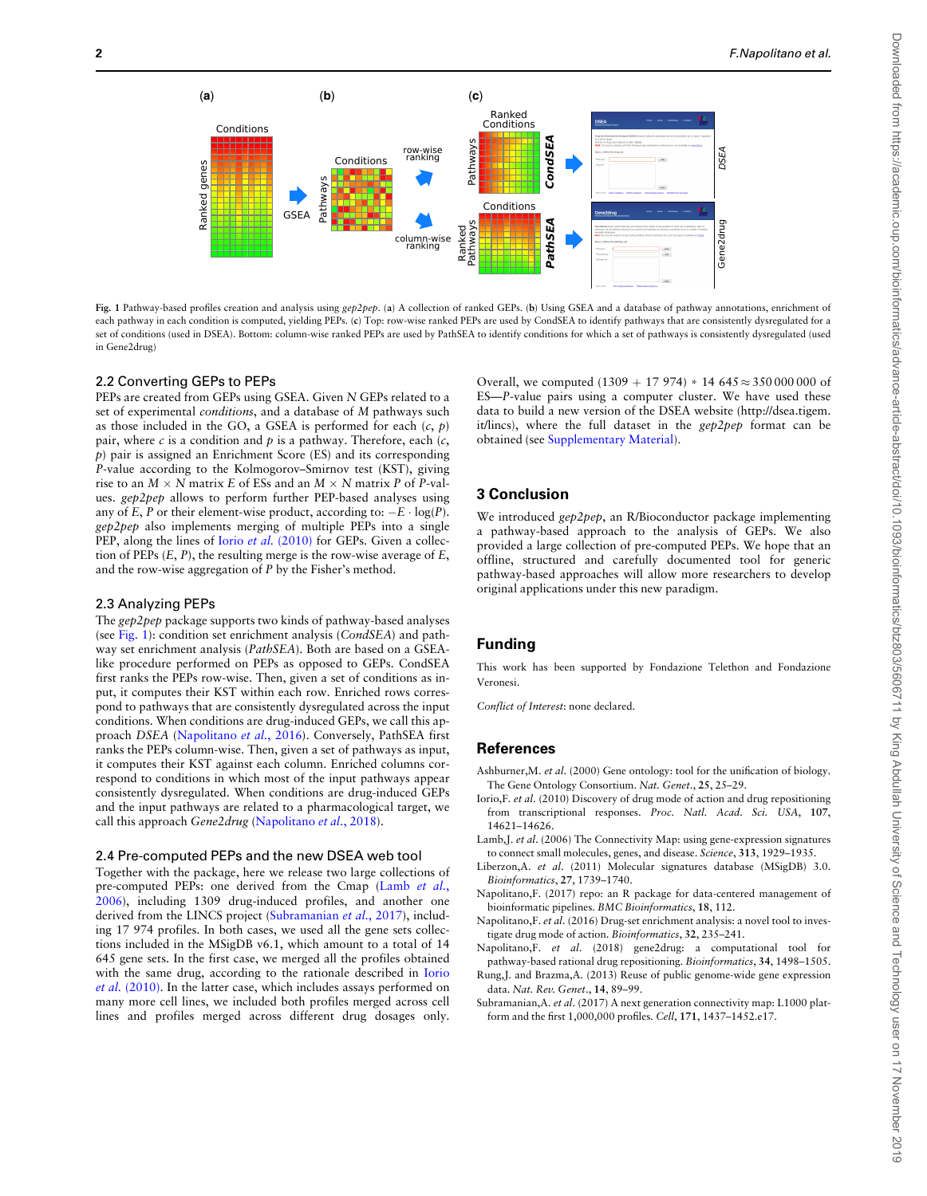**Fig. 1** Pathway-based profiles creation and analysis using *gep2pep*. (**a**) A collection of ranked GEPs. (**b**) Using GSEA and a database of pathway annotations, enrichment of each pathway in each condition is computed, yielding PEPs. (**c**) Top: row-wise ranked PEPs are used by CondSEA to identify pathways that are consistently dysregulated for a set of conditions (used in DSEA). Bottom: column-wise ranked PEPs are used by PathSEA to identify conditions for which a set of pathways is consistently dysregulated (used in Gene2drug)

## 2.2 Converting GEPs to PEPs

PEPs are created from GEPs using GSEA. Given $N$ GEPs related to a set of experimental *conditions*, and a database of $M$ pathways such as those included in the GO, a GSEA is performed for each ($c$, $p$) pair, where $c$ is a condition and $p$ is a pathway. Therefore, each ($c$, $p$) pair is assigned an Enrichment Score (ES) and its corresponding $P$-value according to the Kolmogorov–Smirnov test (KST), giving rise to an $M \times N$ matrix $E$ of ESs and an $M \times N$ matrix $P$ of $P$-values. *gep2pep* allows to perform further PEP-based analyses using any of $E$, $P$ or their element-wise product, according to: $-E \cdot \log(P)$. *gep2pep* also implements merging of multiple PEPs into a single PEP, along the lines of Iorio *et al.* (2010) for GEPs. Given a collection of PEPs ($E$, $P$), the resulting merge is the row-wise average of $E$, and the row-wise aggregation of $P$ by the Fisher's method.

## 2.3 Analyzing PEPs

The *gep2pep* package supports two kinds of pathway-based analyses (see Fig. 1): condition set enrichment analysis (*CondSEA*) and pathway set enrichment analysis (*PathSEA*). Both are based on a GSEA-like procedure performed on PEPs as opposed to GEPs. CondSEA first ranks the PEPs row-wise. Then, given a set of conditions as input, it computes their KST within each row. Enriched rows correspond to pathways that are consistently dysregulated across the input conditions. When conditions are drug-induced GEPs, we call this approach *DSEA* (Napolitano *et al.*, 2016). Conversely, PathSEA first ranks the PEPs column-wise. Then, given a set of pathways as input, it computes their KST against each column. Enriched columns correspond to conditions in which most of the input pathways appear consistently dysregulated. When conditions are drug-induced GEPs and the input pathways are related to a pharmacological target, we call this approach *Gene2drug* (Napolitano *et al.*, 2018).

## 2.4 Pre-computed PEPs and the new DSEA web tool

Together with the package, here we release two large collections of pre-computed PEPs: one derived from the Cmap (Lamb *et al.*, 2006), including 1309 drug-induced profiles, and another one derived from the LINCS project (Subramanian *et al.*, 2017), including 17 974 profiles. In both cases, we used all the gene sets collections included in the MSigDB v6.1, which amount to a total of 14 645 gene sets. In the first case, we merged all the profiles obtained with the same drug, according to the rationale described in Iorio *et al.* (2010). In the latter case, which includes assays performed on many more cell lines, we included both profiles merged across cell lines and profiles merged across different drug dosages only. Overall, we computed $(1309 + 17\,974) * 14\,645 \approx 350\,000\,000$ of ES—$P$-value pairs using a computer cluster. We have used these data to build a new version of the DSEA website (http://dsea.tigem.it/lincs), where the full dataset in the *gep2pep* format can be obtained (see Supplementary Material).

# 3 Conclusion

We introduced *gep2pep*, an R/Bioconductor package implementing a pathway-based approach to the analysis of GEPs. We also provided a large collection of pre-computed PEPs. We hope that an offline, structured and carefully documented tool for generic pathway-based approaches will allow more researchers to develop original applications under this new paradigm.

# Funding

This work has been supported by Fondazione Telethon and Fondazione Veronesi.

*Conflict of Interest*: none declared.

# References

Ashburner,M. *et al.* (2000) Gene ontology: tool for the unification of biology. The Gene Ontology Consortium. *Nat. Genet.*, **25**, 25–29.

Iorio,F. *et al.* (2010) Discovery of drug mode of action and drug repositioning from transcriptional responses. *Proc. Natl. Acad. Sci. USA*, **107**, 14621–14626.

Lamb,J. *et al.* (2006) The Connectivity Map: using gene-expression signatures to connect small molecules, genes, and disease. *Science*, **313**, 1929–1935.

Liberzon,A. *et al.* (2011) Molecular signatures database (MSigDB) 3.0. *Bioinformatics*, **27**, 1739–1740.

Napolitano,F. (2017) repo: an R package for data-centered management of bioinformatic pipelines. *BMC Bioinformatics*, **18**, 112.

Napolitano,F. *et al.* (2016) Drug-set enrichment analysis: a novel tool to investigate drug mode of action. *Bioinformatics*, **32**, 235–241.

Napolitano,F. *et al.* (2018) gene2drug: a computational tool for pathway-based rational drug repositioning. *Bioinformatics*, **34**, 1498–1505.

Rung,J. and Brazma,A. (2013) Reuse of public genome-wide gene expression data. *Nat. Rev. Genet.*, **14**, 89–99.

Subramanian,A. *et al.* (2017) A next generation connectivity map: L1000 platform and the first 1,000,000 profiles. *Cell*, **171**, 1437–1452.e17.